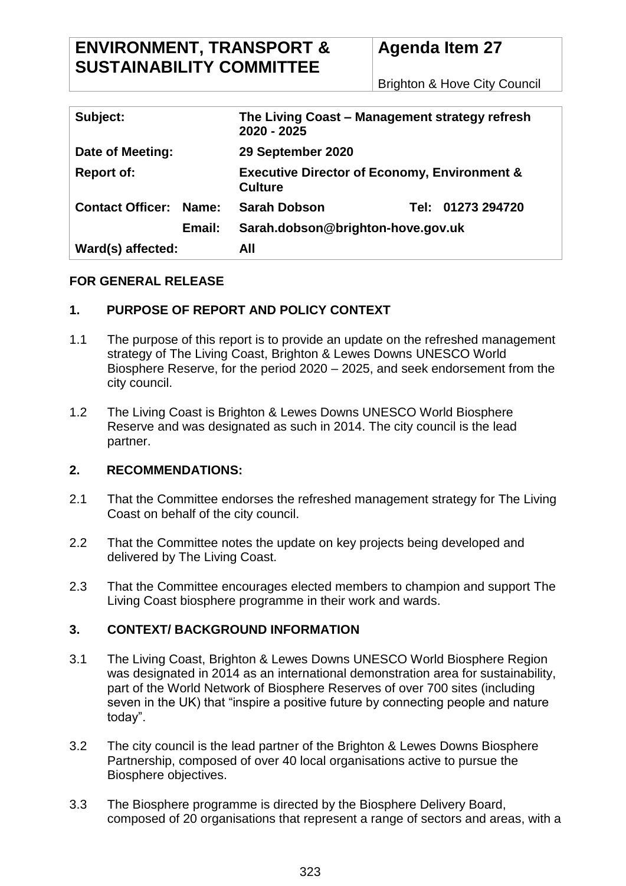| ENVIRONMENT, TRANSPORT & SUSTAINABILITY COMMITTEE | Agenda Item 27 |
| --- | --- |
| | Brighton & Hove City Council |

| | | | |
| --- | --- | --- | --- |
| **Subject:** | | **The Living Coast – Management strategy refresh 2020 - 2025** | |
| **Date of Meeting:** | | **29 September 2020** | |
| **Report of:** | | **Executive Director of Economy, Environment & Culture** | |
| **Contact Officer:** | **Name:** | **Sarah Dobson** | **Tel: 01273 294720** |
| | **Email:** | **Sarah.dobson@brighton-hove.gov.uk** | |
| **Ward(s) affected:** | | **All** | |

**FOR GENERAL RELEASE**

## 1. PURPOSE OF REPORT AND POLICY CONTEXT

1.1 The purpose of this report is to provide an update on the refreshed management strategy of The Living Coast, Brighton & Lewes Downs UNESCO World Biosphere Reserve, for the period 2020 – 2025, and seek endorsement from the city council.

1.2 The Living Coast is Brighton & Lewes Downs UNESCO World Biosphere Reserve and was designated as such in 2014. The city council is the lead partner.

## 2. RECOMMENDATIONS:

2.1 That the Committee endorses the refreshed management strategy for The Living Coast on behalf of the city council.

2.2 That the Committee notes the update on key projects being developed and delivered by The Living Coast.

2.3 That the Committee encourages elected members to champion and support The Living Coast biosphere programme in their work and wards.

## 3. CONTEXT/ BACKGROUND INFORMATION

3.1 The Living Coast, Brighton & Lewes Downs UNESCO World Biosphere Region was designated in 2014 as an international demonstration area for sustainability, part of the World Network of Biosphere Reserves of over 700 sites (including seven in the UK) that "inspire a positive future by connecting people and nature today".

3.2 The city council is the lead partner of the Brighton & Lewes Downs Biosphere Partnership, composed of over 40 local organisations active to pursue the Biosphere objectives.

3.3 The Biosphere programme is directed by the Biosphere Delivery Board, composed of 20 organisations that represent a range of sectors and areas, with a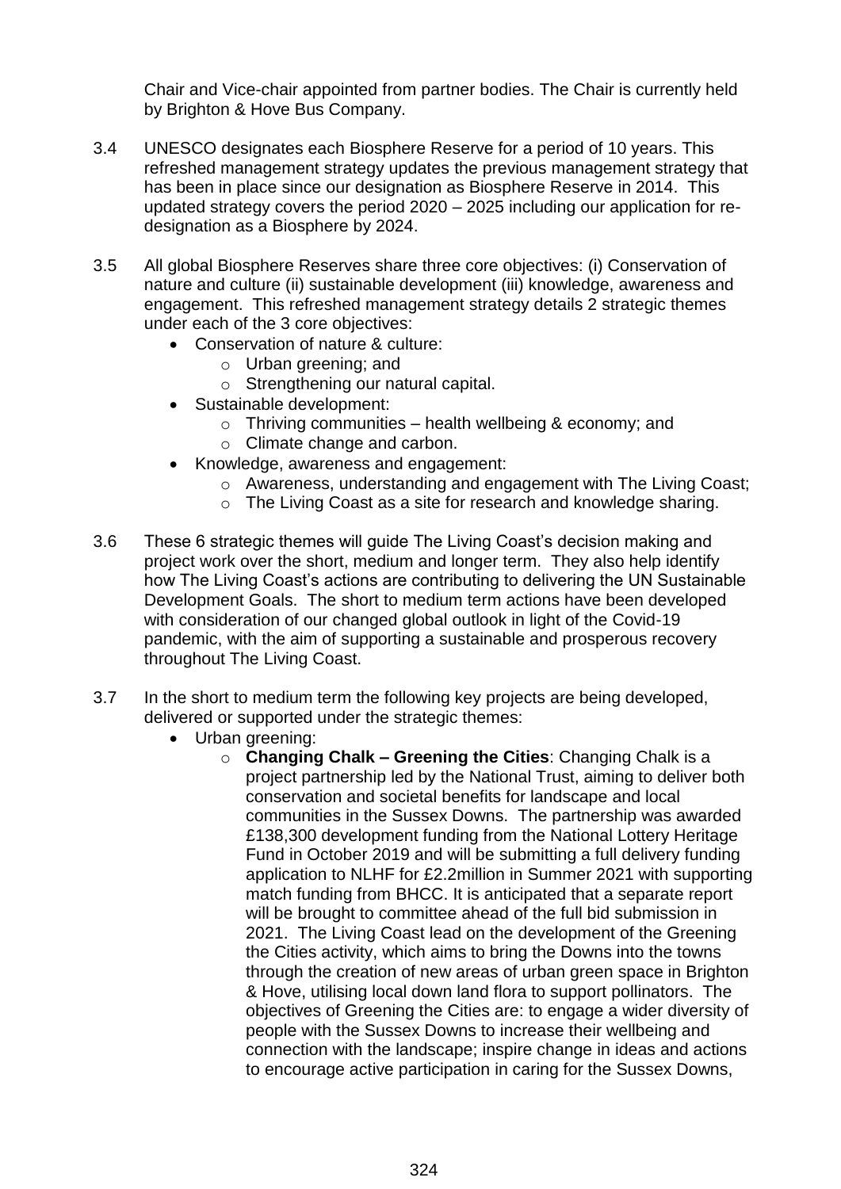Chair and Vice-chair appointed from partner bodies. The Chair is currently held by Brighton & Hove Bus Company.

3.4 UNESCO designates each Biosphere Reserve for a period of 10 years. This refreshed management strategy updates the previous management strategy that has been in place since our designation as Biosphere Reserve in 2014. This updated strategy covers the period 2020 – 2025 including our application for re-designation as a Biosphere by 2024.

3.5 All global Biosphere Reserves share three core objectives: (i) Conservation of nature and culture (ii) sustainable development (iii) knowledge, awareness and engagement. This refreshed management strategy details 2 strategic themes under each of the 3 core objectives:

- Conservation of nature & culture:
  - Urban greening; and
  - Strengthening our natural capital.
- Sustainable development:
  - Thriving communities – health wellbeing & economy; and
  - Climate change and carbon.
- Knowledge, awareness and engagement:
  - Awareness, understanding and engagement with The Living Coast;
  - The Living Coast as a site for research and knowledge sharing.

3.6 These 6 strategic themes will guide The Living Coast's decision making and project work over the short, medium and longer term. They also help identify how The Living Coast's actions are contributing to delivering the UN Sustainable Development Goals. The short to medium term actions have been developed with consideration of our changed global outlook in light of the Covid-19 pandemic, with the aim of supporting a sustainable and prosperous recovery throughout The Living Coast.

3.7 In the short to medium term the following key projects are being developed, delivered or supported under the strategic themes:

- Urban greening:
  - **Changing Chalk – Greening the Cities**: Changing Chalk is a project partnership led by the National Trust, aiming to deliver both conservation and societal benefits for landscape and local communities in the Sussex Downs. The partnership was awarded £138,300 development funding from the National Lottery Heritage Fund in October 2019 and will be submitting a full delivery funding application to NLHF for £2.2million in Summer 2021 with supporting match funding from BHCC. It is anticipated that a separate report will be brought to committee ahead of the full bid submission in 2021. The Living Coast lead on the development of the Greening the Cities activity, which aims to bring the Downs into the towns through the creation of new areas of urban green space in Brighton & Hove, utilising local down land flora to support pollinators. The objectives of Greening the Cities are: to engage a wider diversity of people with the Sussex Downs to increase their wellbeing and connection with the landscape; inspire change in ideas and actions to encourage active participation in caring for the Sussex Downs,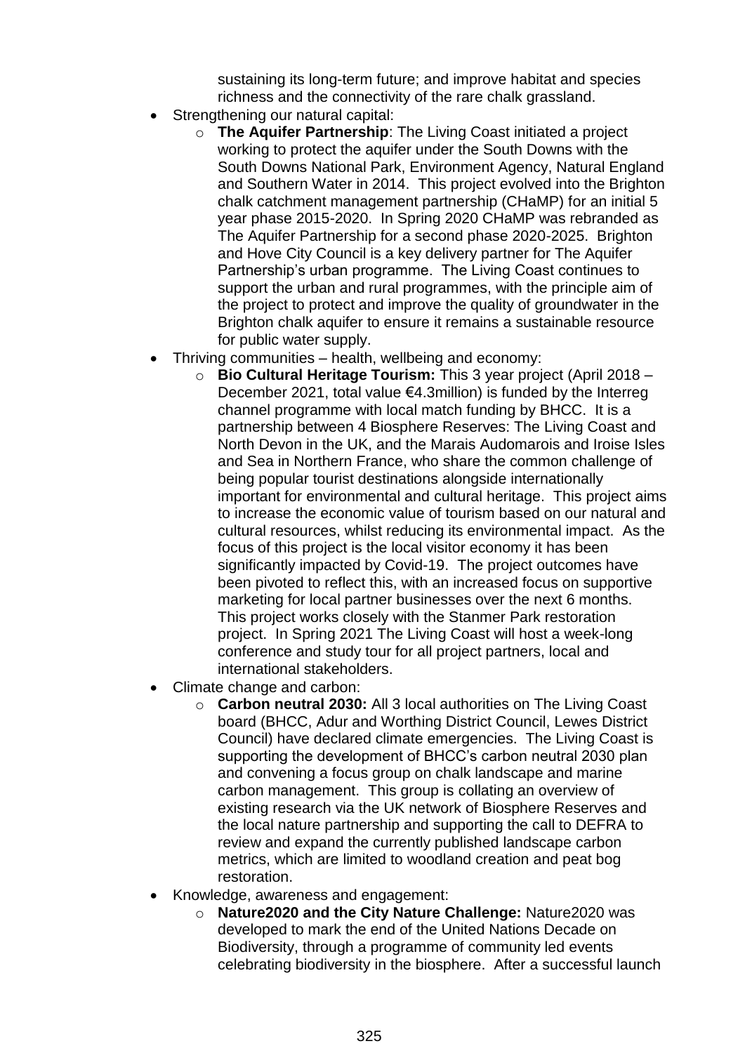sustaining its long-term future; and improve habitat and species richness and the connectivity of the rare chalk grassland.

- Strengthening our natural capital:
  - **The Aquifer Partnership**: The Living Coast initiated a project working to protect the aquifer under the South Downs with the South Downs National Park, Environment Agency, Natural England and Southern Water in 2014. This project evolved into the Brighton chalk catchment management partnership (CHaMP) for an initial 5 year phase 2015-2020. In Spring 2020 CHaMP was rebranded as The Aquifer Partnership for a second phase 2020-2025. Brighton and Hove City Council is a key delivery partner for The Aquifer Partnership's urban programme. The Living Coast continues to support the urban and rural programmes, with the principle aim of the project to protect and improve the quality of groundwater in the Brighton chalk aquifer to ensure it remains a sustainable resource for public water supply.
- Thriving communities – health, wellbeing and economy:
  - **Bio Cultural Heritage Tourism:** This 3 year project (April 2018 – December 2021, total value €4.3million) is funded by the Interreg channel programme with local match funding by BHCC. It is a partnership between 4 Biosphere Reserves: The Living Coast and North Devon in the UK, and the Marais Audomarois and Iroise Isles and Sea in Northern France, who share the common challenge of being popular tourist destinations alongside internationally important for environmental and cultural heritage. This project aims to increase the economic value of tourism based on our natural and cultural resources, whilst reducing its environmental impact. As the focus of this project is the local visitor economy it has been significantly impacted by Covid-19. The project outcomes have been pivoted to reflect this, with an increased focus on supportive marketing for local partner businesses over the next 6 months. This project works closely with the Stanmer Park restoration project. In Spring 2021 The Living Coast will host a week-long conference and study tour for all project partners, local and international stakeholders.
- Climate change and carbon:
  - **Carbon neutral 2030:** All 3 local authorities on The Living Coast board (BHCC, Adur and Worthing District Council, Lewes District Council) have declared climate emergencies. The Living Coast is supporting the development of BHCC's carbon neutral 2030 plan and convening a focus group on chalk landscape and marine carbon management. This group is collating an overview of existing research via the UK network of Biosphere Reserves and the local nature partnership and supporting the call to DEFRA to review and expand the currently published landscape carbon metrics, which are limited to woodland creation and peat bog restoration.
- Knowledge, awareness and engagement:
  - **Nature2020 and the City Nature Challenge:** Nature2020 was developed to mark the end of the United Nations Decade on Biodiversity, through a programme of community led events celebrating biodiversity in the biosphere. After a successful launch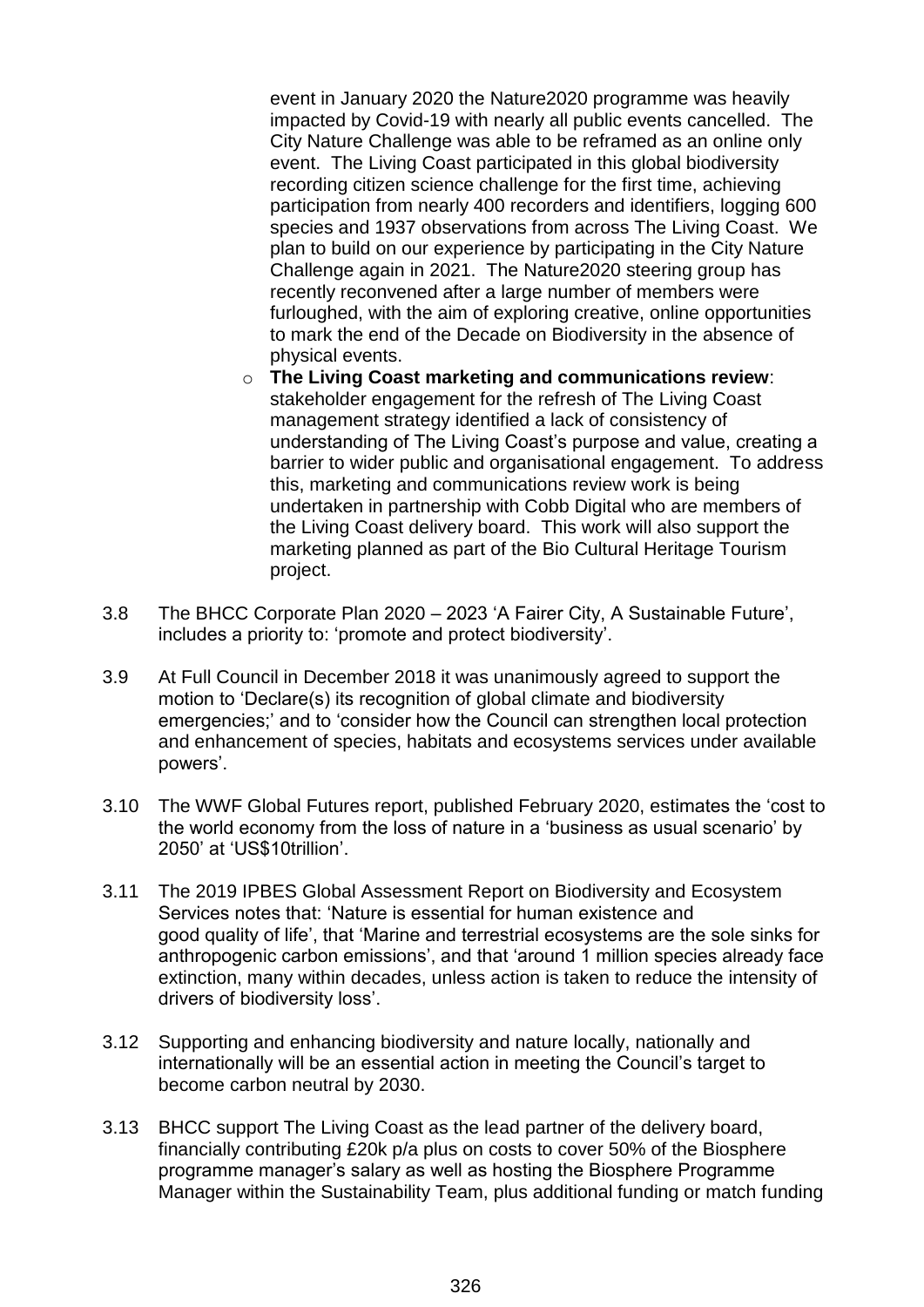event in January 2020 the Nature2020 programme was heavily impacted by Covid-19 with nearly all public events cancelled. The City Nature Challenge was able to be reframed as an online only event. The Living Coast participated in this global biodiversity recording citizen science challenge for the first time, achieving participation from nearly 400 recorders and identifiers, logging 600 species and 1937 observations from across The Living Coast. We plan to build on our experience by participating in the City Nature Challenge again in 2021. The Nature2020 steering group has recently reconvened after a large number of members were furloughed, with the aim of exploring creative, online opportunities to mark the end of the Decade on Biodiversity in the absence of physical events.

- **The Living Coast marketing and communications review**: stakeholder engagement for the refresh of The Living Coast management strategy identified a lack of consistency of understanding of The Living Coast's purpose and value, creating a barrier to wider public and organisational engagement. To address this, marketing and communications review work is being undertaken in partnership with Cobb Digital who are members of the Living Coast delivery board. This work will also support the marketing planned as part of the Bio Cultural Heritage Tourism project.

3.8 The BHCC Corporate Plan 2020 – 2023 'A Fairer City, A Sustainable Future', includes a priority to: 'promote and protect biodiversity'.

3.9 At Full Council in December 2018 it was unanimously agreed to support the motion to 'Declare(s) its recognition of global climate and biodiversity emergencies;' and to 'consider how the Council can strengthen local protection and enhancement of species, habitats and ecosystems services under available powers'.

3.10 The WWF Global Futures report, published February 2020, estimates the 'cost to the world economy from the loss of nature in a 'business as usual scenario' by 2050' at 'US$10trillion'.

3.11 The 2019 IPBES Global Assessment Report on Biodiversity and Ecosystem Services notes that: 'Nature is essential for human existence and good quality of life', that 'Marine and terrestrial ecosystems are the sole sinks for anthropogenic carbon emissions', and that 'around 1 million species already face extinction, many within decades, unless action is taken to reduce the intensity of drivers of biodiversity loss'.

3.12 Supporting and enhancing biodiversity and nature locally, nationally and internationally will be an essential action in meeting the Council's target to become carbon neutral by 2030.

3.13 BHCC support The Living Coast as the lead partner of the delivery board, financially contributing £20k p/a plus on costs to cover 50% of the Biosphere programme manager's salary as well as hosting the Biosphere Programme Manager within the Sustainability Team, plus additional funding or match funding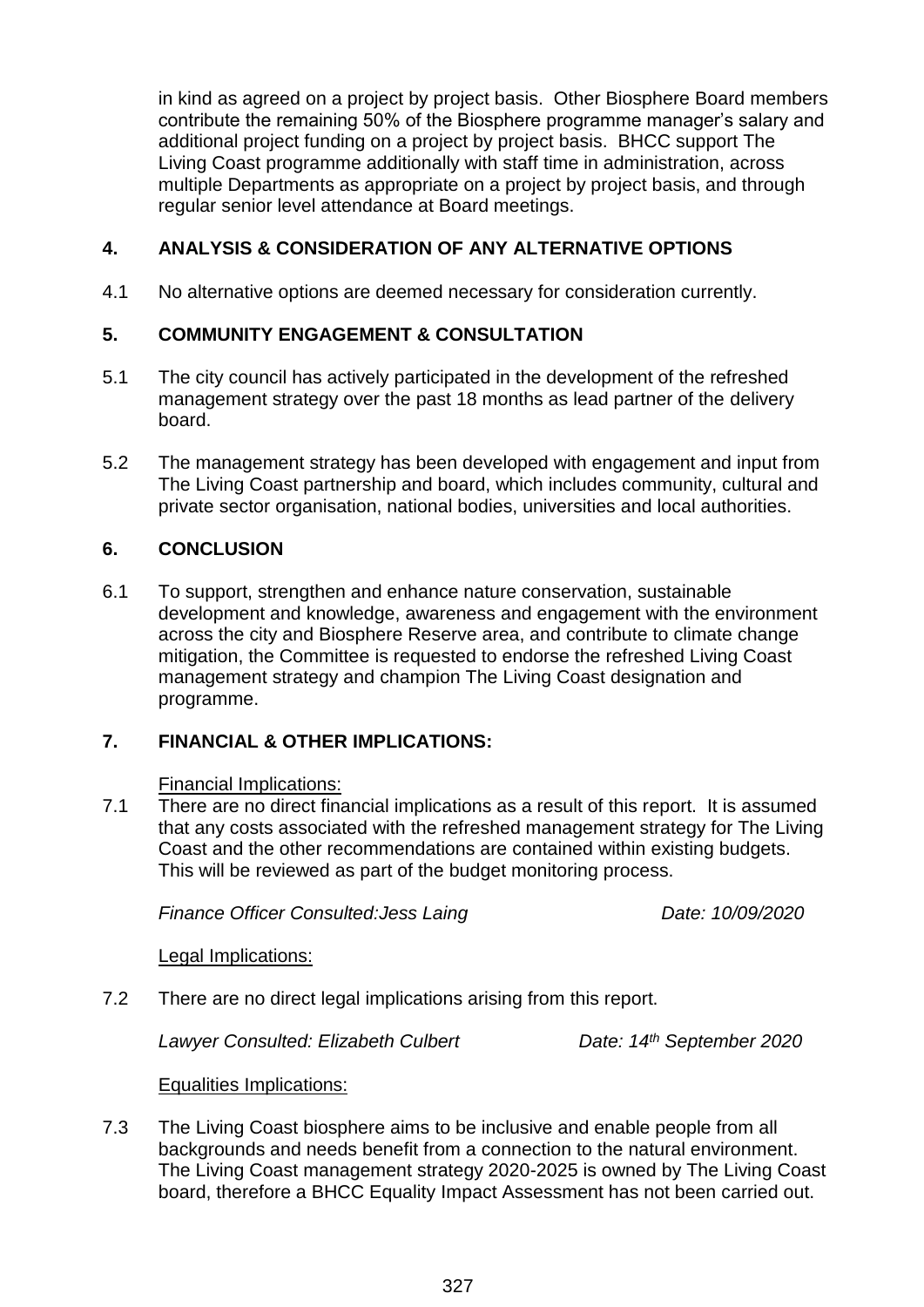in kind as agreed on a project by project basis. Other Biosphere Board members contribute the remaining 50% of the Biosphere programme manager's salary and additional project funding on a project by project basis. BHCC support The Living Coast programme additionally with staff time in administration, across multiple Departments as appropriate on a project by project basis, and through regular senior level attendance at Board meetings.

## 4. ANALYSIS & CONSIDERATION OF ANY ALTERNATIVE OPTIONS

4.1 No alternative options are deemed necessary for consideration currently.

## 5. COMMUNITY ENGAGEMENT & CONSULTATION

5.1 The city council has actively participated in the development of the refreshed management strategy over the past 18 months as lead partner of the delivery board.

5.2 The management strategy has been developed with engagement and input from The Living Coast partnership and board, which includes community, cultural and private sector organisation, national bodies, universities and local authorities.

## 6. CONCLUSION

6.1 To support, strengthen and enhance nature conservation, sustainable development and knowledge, awareness and engagement with the environment across the city and Biosphere Reserve area, and contribute to climate change mitigation, the Committee is requested to endorse the refreshed Living Coast management strategy and champion The Living Coast designation and programme.

## 7. FINANCIAL & OTHER IMPLICATIONS:

Financial Implications:

7.1 There are no direct financial implications as a result of this report. It is assumed that any costs associated with the refreshed management strategy for The Living Coast and the other recommendations are contained within existing budgets. This will be reviewed as part of the budget monitoring process.

*Finance Officer Consulted:Jess Laing* *Date: 10/09/2020*

Legal Implications:

7.2 There are no direct legal implications arising from this report.

*Lawyer Consulted: Elizabeth Culbert* *Date: 14th September 2020*

Equalities Implications:

7.3 The Living Coast biosphere aims to be inclusive and enable people from all backgrounds and needs benefit from a connection to the natural environment. The Living Coast management strategy 2020-2025 is owned by The Living Coast board, therefore a BHCC Equality Impact Assessment has not been carried out.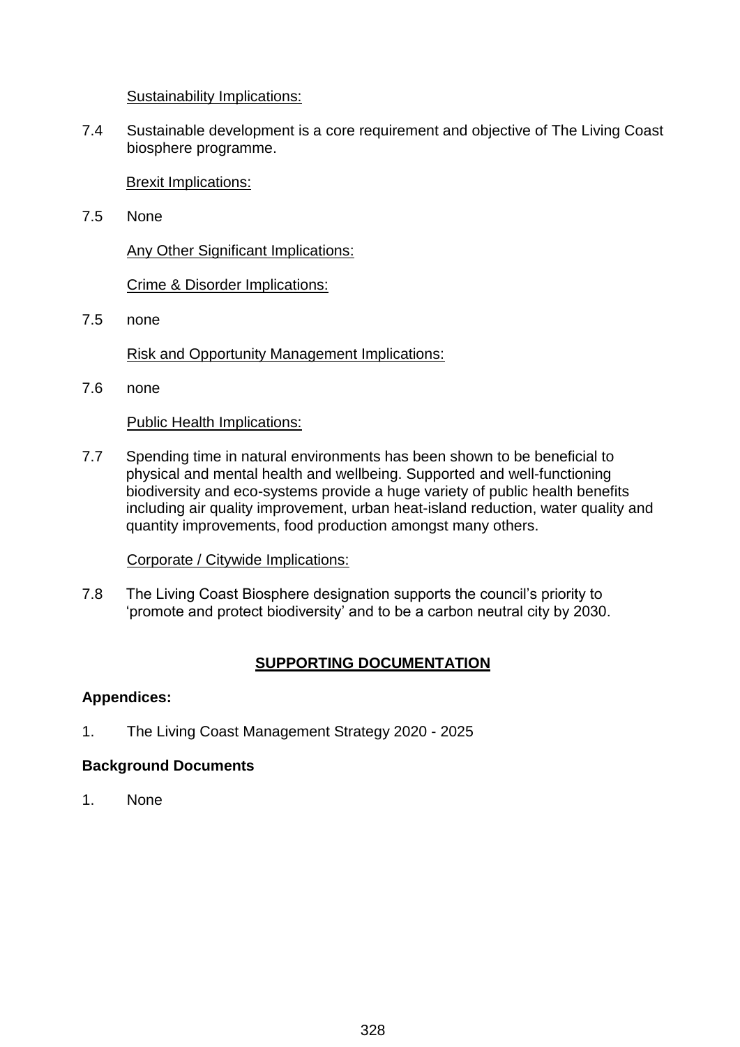Sustainability Implications:

7.4 Sustainable development is a core requirement and objective of The Living Coast biosphere programme.

Brexit Implications:

7.5 None

Any Other Significant Implications:

Crime & Disorder Implications:

7.5 none

Risk and Opportunity Management Implications:

7.6 none

Public Health Implications:

7.7 Spending time in natural environments has been shown to be beneficial to physical and mental health and wellbeing. Supported and well-functioning biodiversity and eco-systems provide a huge variety of public health benefits including air quality improvement, urban heat-island reduction, water quality and quantity improvements, food production amongst many others.

Corporate / Citywide Implications:

7.8 The Living Coast Biosphere designation supports the council's priority to 'promote and protect biodiversity' and to be a carbon neutral city by 2030.

## SUPPORTING DOCUMENTATION

**Appendices:**

1. The Living Coast Management Strategy 2020 - 2025

**Background Documents**

1. None